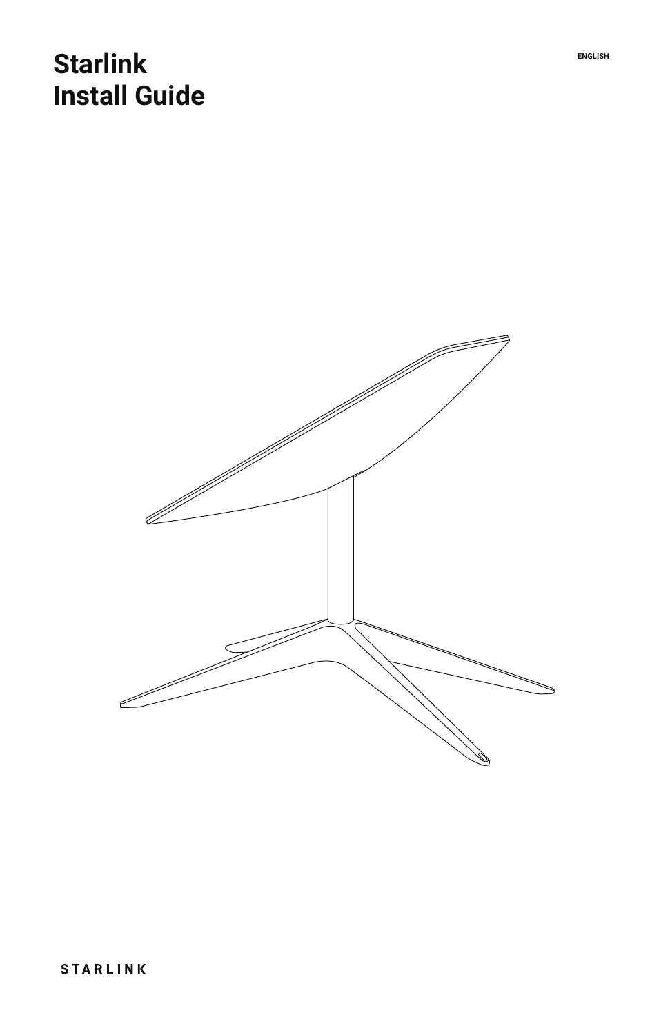# Starlink Install Guide

ENGLISH

STARLINK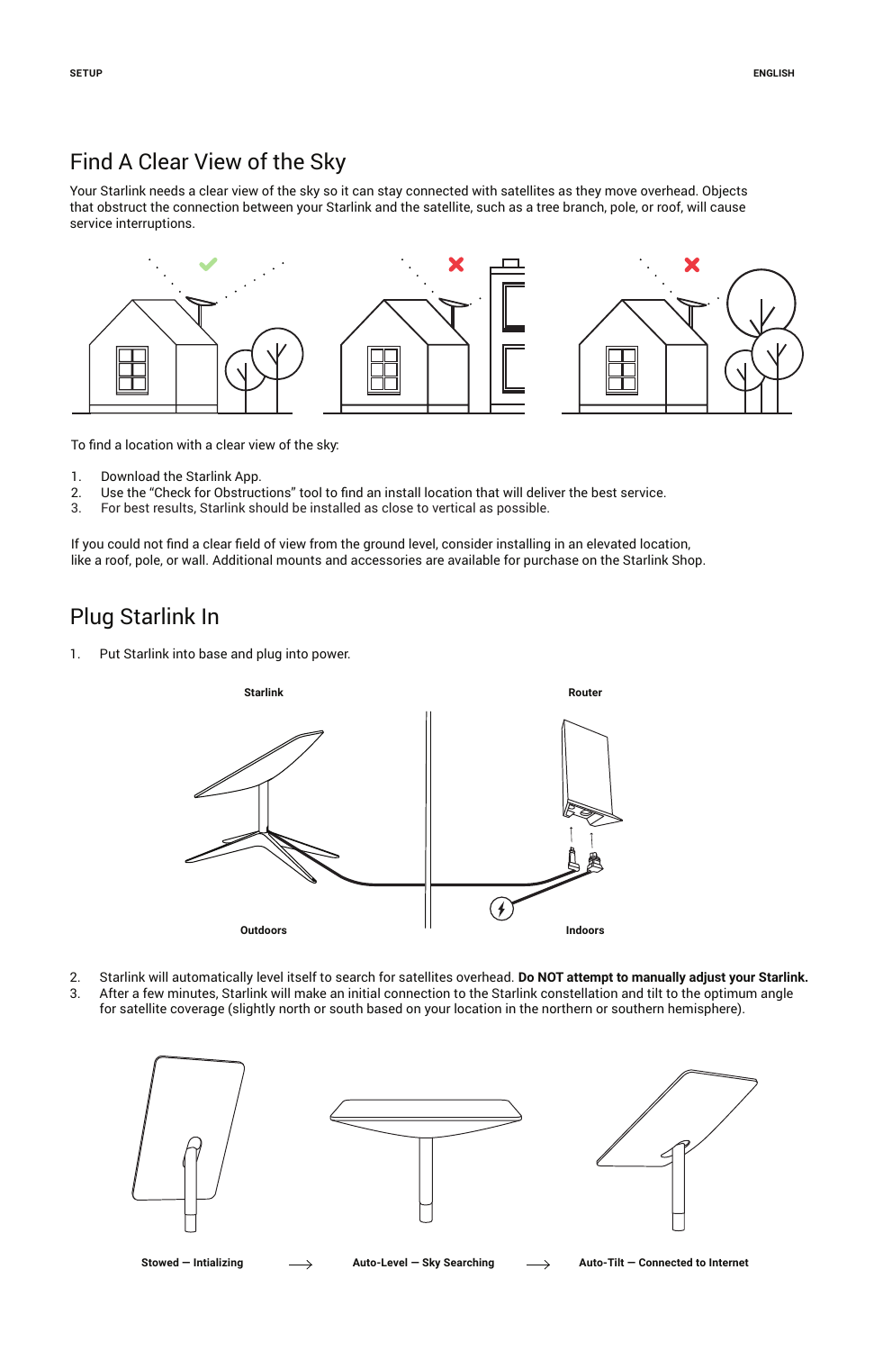## Find A Clear View of the Sky

Your Starlink needs a clear view of the sky so it can stay connected with satellites as they move overhead. Objects that obstruct the connection between your Starlink and the satellite, such as a tree branch, pole, or roof, will cause service interruptions.

To find a location with a clear view of the sky:

1. Download the Starlink App.
2. Use the "Check for Obstructions" tool to find an install location that will deliver the best service.
3. For best results, Starlink should be installed as close to vertical as possible.

If you could not find a clear field of view from the ground level, consider installing in an elevated location, like a roof, pole, or wall. Additional mounts and accessories are available for purchase on the Starlink Shop.

## Plug Starlink In

1. Put Starlink into base and plug into power.

Starlink — Router

Outdoors — Indoors

2. Starlink will automatically level itself to search for satellites overhead. **Do NOT attempt to manually adjust your Starlink.**
3. After a few minutes, Starlink will make an initial connection to the Starlink constellation and tilt to the optimum angle for satellite coverage (slightly north or south based on your location in the northern or southern hemisphere).

**Stowed — Intializing** ⟶ **Auto-Level — Sky Searching** ⟶ **Auto-Tilt — Connected to Internet**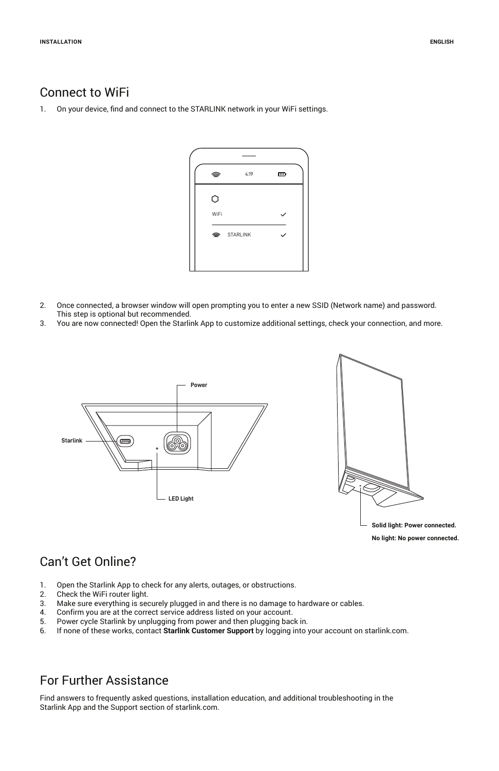## Connect to WiFi

1. On your device, find and connect to the STARLINK network in your WiFi settings.

4:19

WiFi

STARLINK

2. Once connected, a browser window will open prompting you to enter a new SSID (Network name) and password. This step is optional but recommended.
3. You are now connected! Open the Starlink App to customize additional settings, check your connection, and more.

**Power**

**Starlink**

**LED Light**

**Solid light: Power connected.**

**No light: No power connected.**

## Can't Get Online?

1. Open the Starlink App to check for any alerts, outages, or obstructions.
2. Check the WiFi router light.
3. Make sure everything is securely plugged in and there is no damage to hardware or cables.
4. Confirm you are at the correct service address listed on your account.
5. Power cycle Starlink by unplugging from power and then plugging back in.
6. If none of these works, contact **Starlink Customer Support** by logging into your account on starlink.com.

## For Further Assistance

Find answers to frequently asked questions, installation education, and additional troubleshooting in the Starlink App and the Support section of starlink.com.